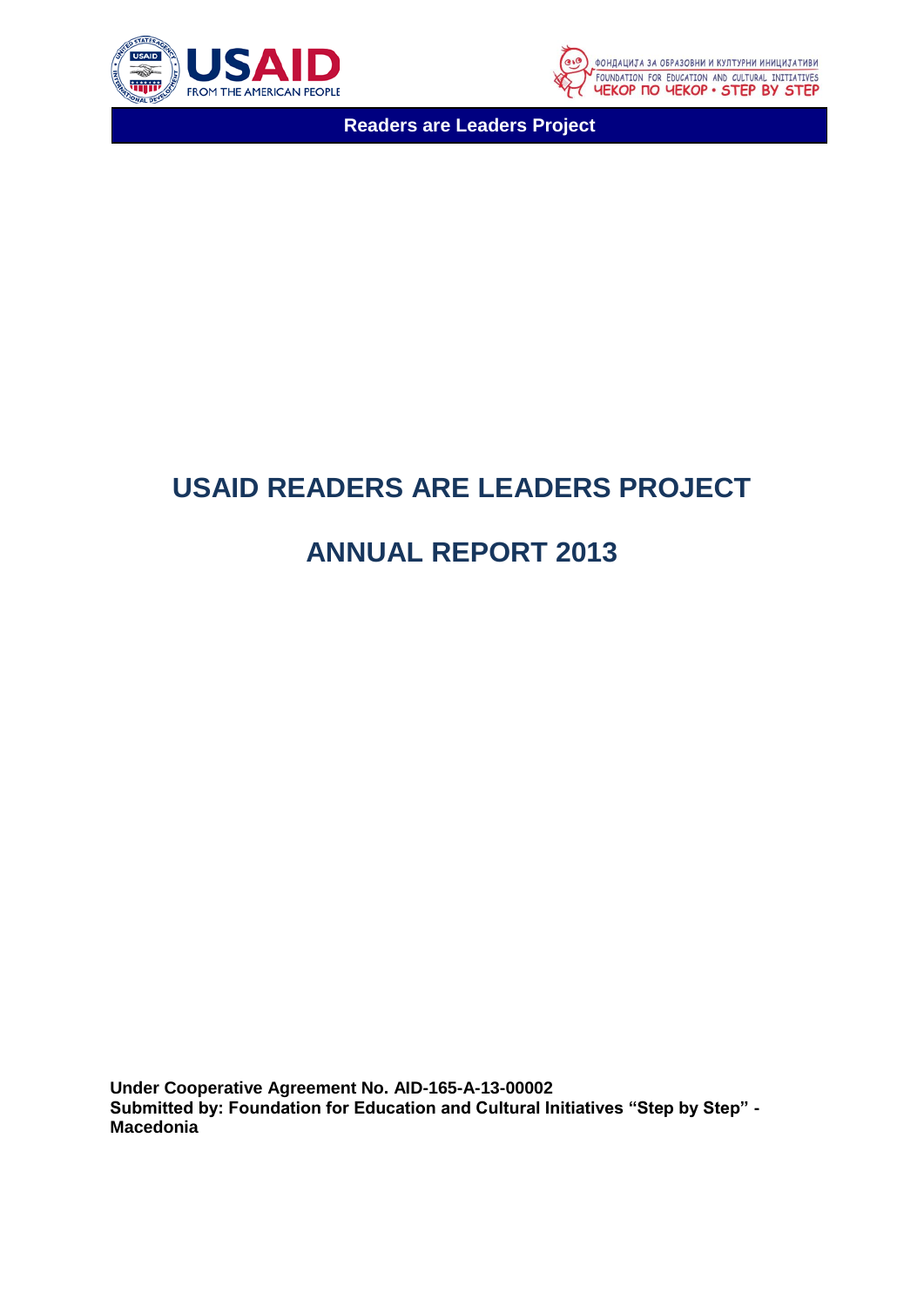Readers are Leaders Project

# USAID READERS ARE LEADERS PROJECT

# ANNUAL REPORT 2013

**Under Cooperative Agreement No. AID-165-A-13-00002**
**Submitted by: Foundation for Education and Cultural Initiatives "Step by Step" - Macedonia**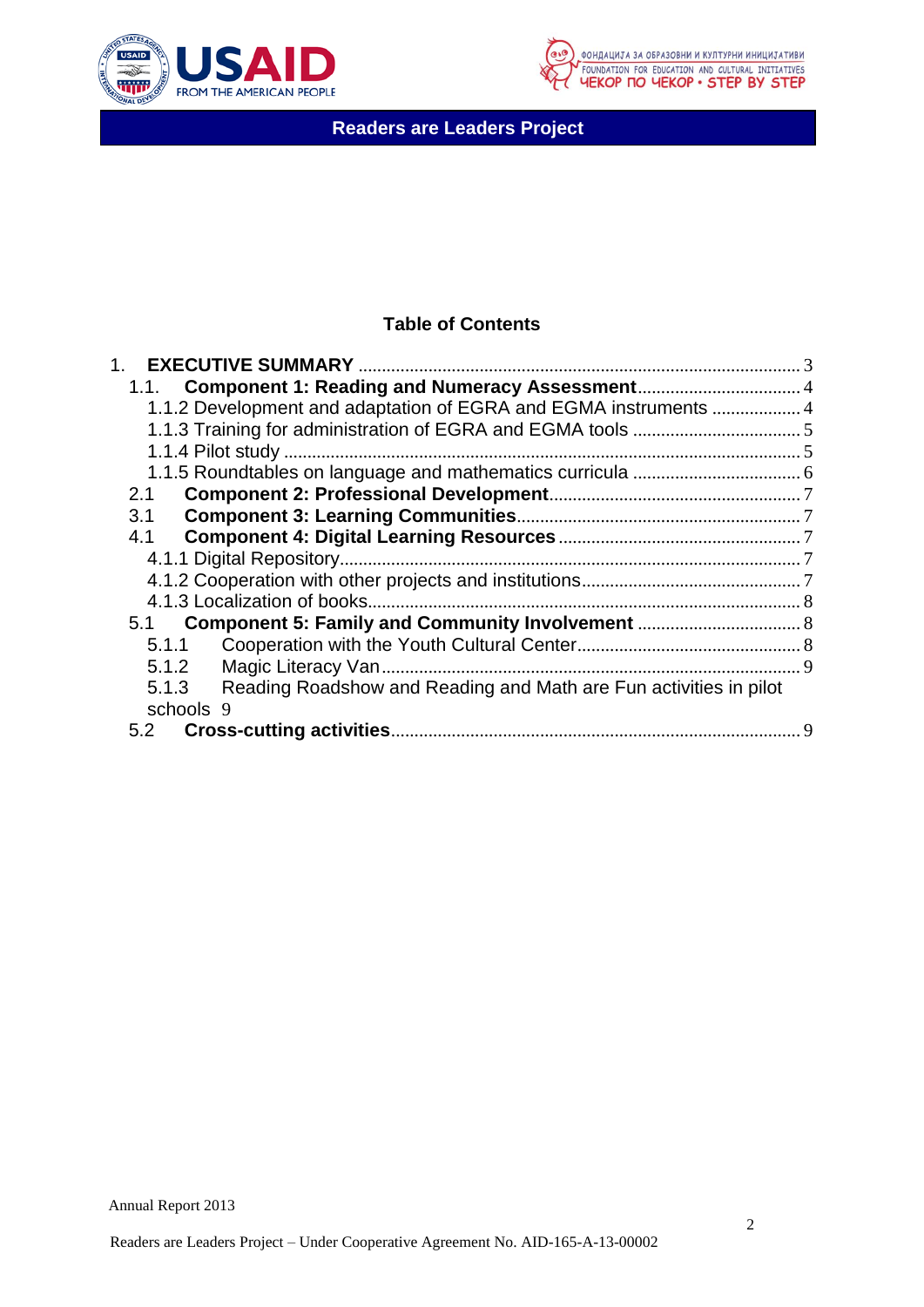## Table of Contents

1. **EXECUTIVE SUMMARY** ..... 3
   - 1.1. **Component 1: Reading and Numeracy Assessment** ..... 4
     - 1.1.2 Development and adaptation of EGRA and EGMA instruments ..... 4
     - 1.1.3 Training for administration of EGRA and EGMA tools ..... 5
     - 1.1.4 Pilot study ..... 5
     - 1.1.5 Roundtables on language and mathematics curricula ..... 6
   - 2.1 **Component 2: Professional Development** ..... 7
   - 3.1 **Component 3: Learning Communities** ..... 7
   - 4.1 **Component 4: Digital Learning Resources** ..... 7
     - 4.1.1 Digital Repository ..... 7
     - 4.1.2 Cooperation with other projects and institutions ..... 7
     - 4.1.3 Localization of books ..... 8
   - 5.1 **Component 5: Family and Community Involvement** ..... 8
     - 5.1.1 Cooperation with the Youth Cultural Center ..... 8
     - 5.1.2 Magic Literacy Van ..... 9
     - 5.1.3 Reading Roadshow and Reading and Math are Fun activities in pilot schools 9
   - 5.2 **Cross-cutting activities** ..... 9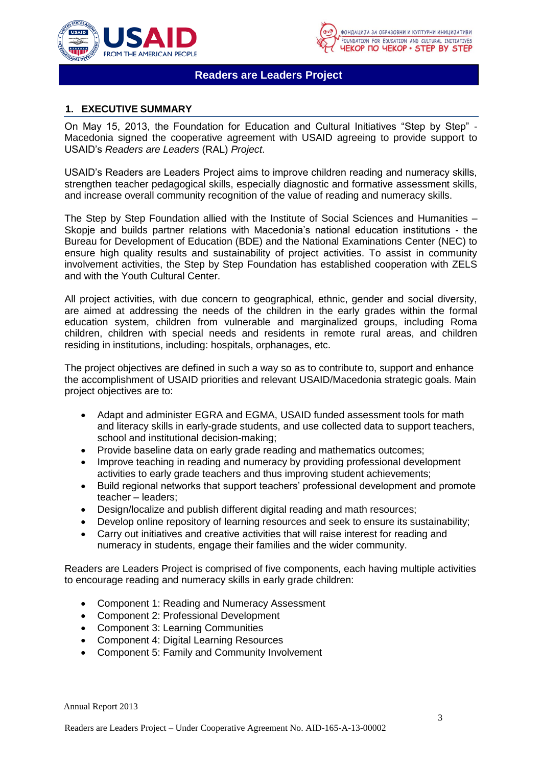## 1. EXECUTIVE SUMMARY

On May 15, 2013, the Foundation for Education and Cultural Initiatives “Step by Step” - Macedonia signed the cooperative agreement with USAID agreeing to provide support to USAID’s *Readers are Leaders* (RAL) *Project*.

USAID’s Readers are Leaders Project aims to improve children reading and numeracy skills, strengthen teacher pedagogical skills, especially diagnostic and formative assessment skills, and increase overall community recognition of the value of reading and numeracy skills.

The Step by Step Foundation allied with the Institute of Social Sciences and Humanities – Skopje and builds partner relations with Macedonia’s national education institutions - the Bureau for Development of Education (BDE) and the National Examinations Center (NEC) to ensure high quality results and sustainability of project activities. To assist in community involvement activities, the Step by Step Foundation has established cooperation with ZELS and with the Youth Cultural Center.

All project activities, with due concern to geographical, ethnic, gender and social diversity, are aimed at addressing the needs of the children in the early grades within the formal education system, children from vulnerable and marginalized groups, including Roma children, children with special needs and residents in remote rural areas, and children residing in institutions, including: hospitals, orphanages, etc.

The project objectives are defined in such a way so as to contribute to, support and enhance the accomplishment of USAID priorities and relevant USAID/Macedonia strategic goals. Main project objectives are to:

- Adapt and administer EGRA and EGMA, USAID funded assessment tools for math and literacy skills in early-grade students, and use collected data to support teachers, school and institutional decision-making;
- Provide baseline data on early grade reading and mathematics outcomes;
- Improve teaching in reading and numeracy by providing professional development activities to early grade teachers and thus improving student achievements;
- Build regional networks that support teachers’ professional development and promote teacher – leaders;
- Design/localize and publish different digital reading and math resources;
- Develop online repository of learning resources and seek to ensure its sustainability;
- Carry out initiatives and creative activities that will raise interest for reading and numeracy in students, engage their families and the wider community.

Readers are Leaders Project is comprised of five components, each having multiple activities to encourage reading and numeracy skills in early grade children:

- Component 1: Reading and Numeracy Assessment
- Component 2: Professional Development
- Component 3: Learning Communities
- Component 4: Digital Learning Resources
- Component 5: Family and Community Involvement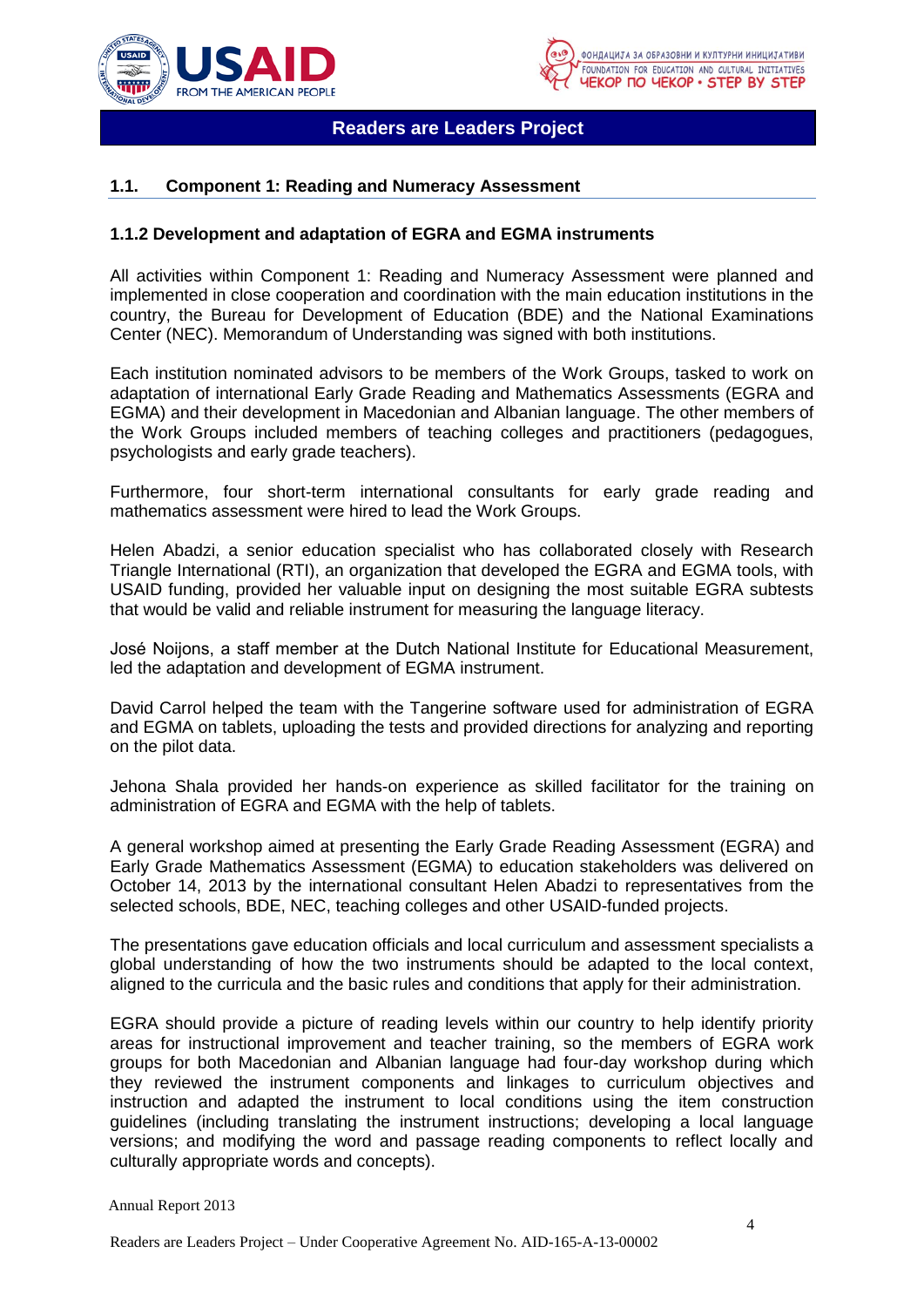## 1.1. Component 1: Reading and Numeracy Assessment

### 1.1.2 Development and adaptation of EGRA and EGMA instruments

All activities within Component 1: Reading and Numeracy Assessment were planned and implemented in close cooperation and coordination with the main education institutions in the country, the Bureau for Development of Education (BDE) and the National Examinations Center (NEC). Memorandum of Understanding was signed with both institutions.

Each institution nominated advisors to be members of the Work Groups, tasked to work on adaptation of international Early Grade Reading and Mathematics Assessments (EGRA and EGMA) and their development in Macedonian and Albanian language. The other members of the Work Groups included members of teaching colleges and practitioners (pedagogues, psychologists and early grade teachers).

Furthermore, four short-term international consultants for early grade reading and mathematics assessment were hired to lead the Work Groups.

Helen Abadzi, a senior education specialist who has collaborated closely with Research Triangle International (RTI), an organization that developed the EGRA and EGMA tools, with USAID funding, provided her valuable input on designing the most suitable EGRA subtests that would be valid and reliable instrument for measuring the language literacy.

José Noijons, a staff member at the Dutch National Institute for Educational Measurement, led the adaptation and development of EGMA instrument.

David Carrol helped the team with the Tangerine software used for administration of EGRA and EGMA on tablets, uploading the tests and provided directions for analyzing and reporting on the pilot data.

Jehona Shala provided her hands-on experience as skilled facilitator for the training on administration of EGRA and EGMA with the help of tablets.

A general workshop aimed at presenting the Early Grade Reading Assessment (EGRA) and Early Grade Mathematics Assessment (EGMA) to education stakeholders was delivered on October 14, 2013 by the international consultant Helen Abadzi to representatives from the selected schools, BDE, NEC, teaching colleges and other USAID-funded projects.

The presentations gave education officials and local curriculum and assessment specialists a global understanding of how the two instruments should be adapted to the local context, aligned to the curricula and the basic rules and conditions that apply for their administration.

EGRA should provide a picture of reading levels within our country to help identify priority areas for instructional improvement and teacher training, so the members of EGRA work groups for both Macedonian and Albanian language had four-day workshop during which they reviewed the instrument components and linkages to curriculum objectives and instruction and adapted the instrument to local conditions using the item construction guidelines (including translating the instrument instructions; developing a local language versions; and modifying the word and passage reading components to reflect locally and culturally appropriate words and concepts).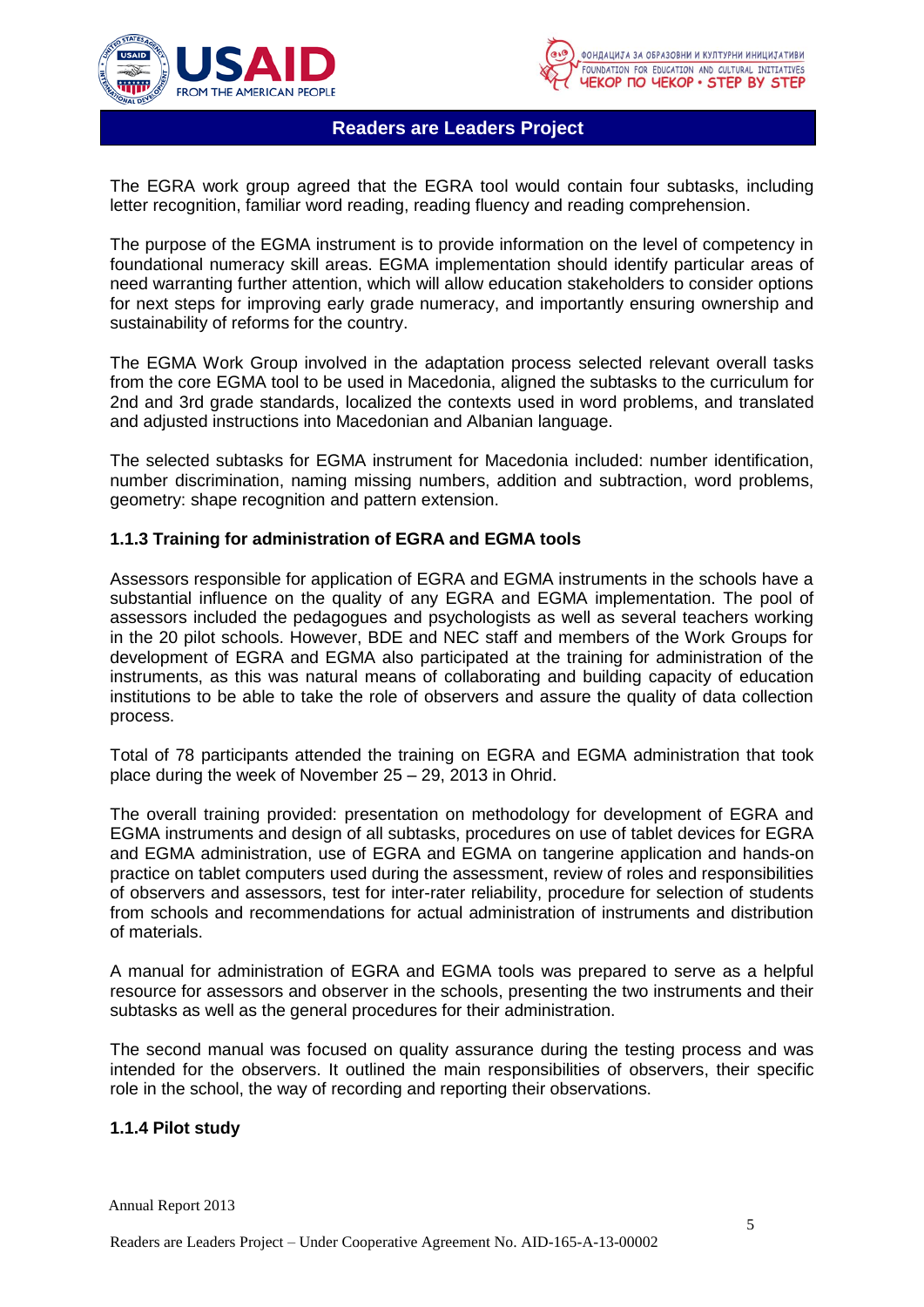The EGRA work group agreed that the EGRA tool would contain four subtasks, including letter recognition, familiar word reading, reading fluency and reading comprehension.

The purpose of the EGMA instrument is to provide information on the level of competency in foundational numeracy skill areas. EGMA implementation should identify particular areas of need warranting further attention, which will allow education stakeholders to consider options for next steps for improving early grade numeracy, and importantly ensuring ownership and sustainability of reforms for the country.

The EGMA Work Group involved in the adaptation process selected relevant overall tasks from the core EGMA tool to be used in Macedonia, aligned the subtasks to the curriculum for 2nd and 3rd grade standards, localized the contexts used in word problems, and translated and adjusted instructions into Macedonian and Albanian language.

The selected subtasks for EGMA instrument for Macedonia included: number identification, number discrimination, naming missing numbers, addition and subtraction, word problems, geometry: shape recognition and pattern extension.

### 1.1.3 Training for administration of EGRA and EGMA tools

Assessors responsible for application of EGRA and EGMA instruments in the schools have a substantial influence on the quality of any EGRA and EGMA implementation. The pool of assessors included the pedagogues and psychologists as well as several teachers working in the 20 pilot schools. However, BDE and NEC staff and members of the Work Groups for development of EGRA and EGMA also participated at the training for administration of the instruments, as this was natural means of collaborating and building capacity of education institutions to be able to take the role of observers and assure the quality of data collection process.

Total of 78 participants attended the training on EGRA and EGMA administration that took place during the week of November 25 – 29, 2013 in Ohrid.

The overall training provided: presentation on methodology for development of EGRA and EGMA instruments and design of all subtasks, procedures on use of tablet devices for EGRA and EGMA administration, use of EGRA and EGMA on tangerine application and hands-on practice on tablet computers used during the assessment, review of roles and responsibilities of observers and assessors, test for inter-rater reliability, procedure for selection of students from schools and recommendations for actual administration of instruments and distribution of materials.

A manual for administration of EGRA and EGMA tools was prepared to serve as a helpful resource for assessors and observer in the schools, presenting the two instruments and their subtasks as well as the general procedures for their administration.

The second manual was focused on quality assurance during the testing process and was intended for the observers. It outlined the main responsibilities of observers, their specific role in the school, the way of recording and reporting their observations.

### 1.1.4 Pilot study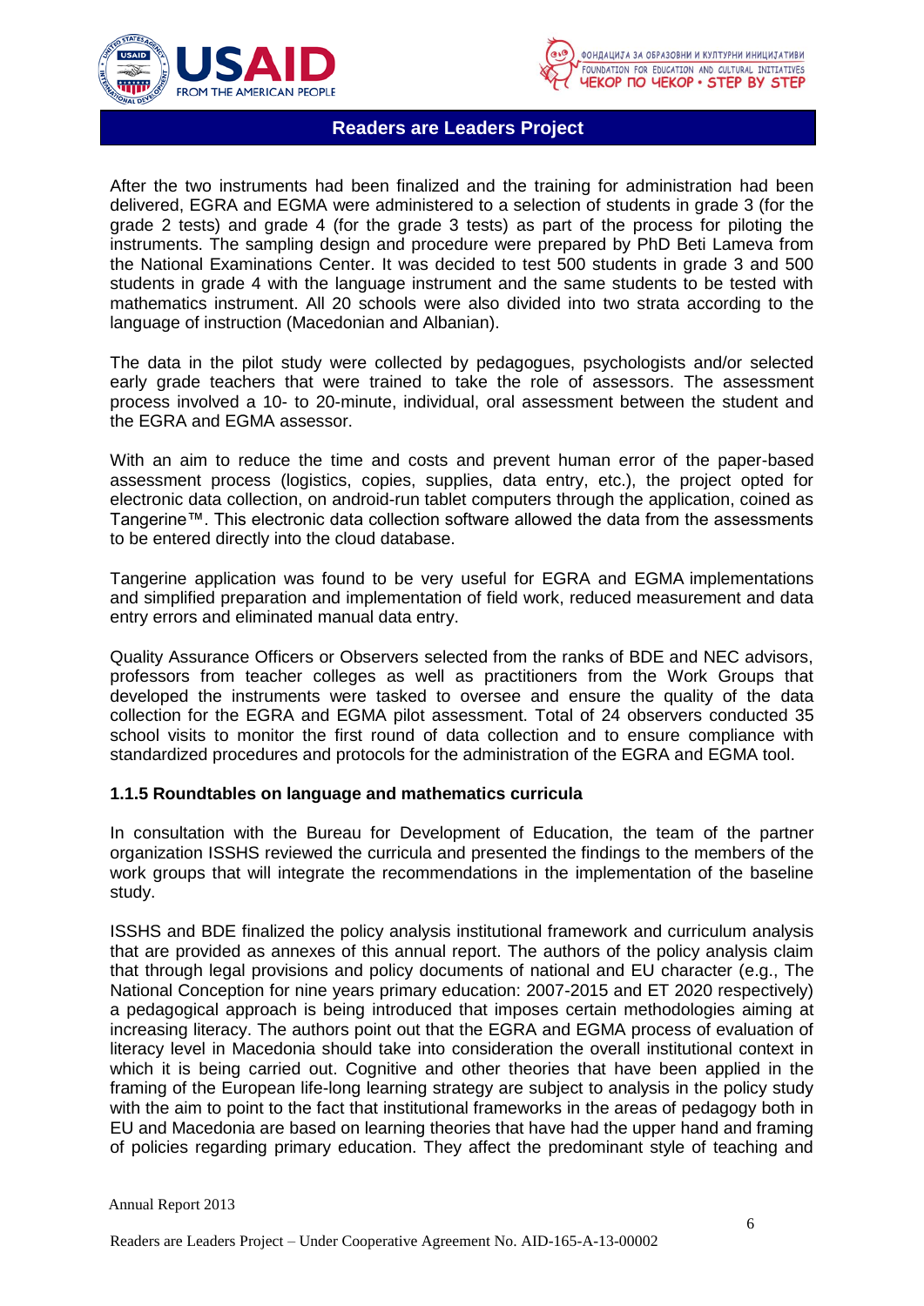After the two instruments had been finalized and the training for administration had been delivered, EGRA and EGMA were administered to a selection of students in grade 3 (for the grade 2 tests) and grade 4 (for the grade 3 tests) as part of the process for piloting the instruments. The sampling design and procedure were prepared by PhD Beti Lameva from the National Examinations Center. It was decided to test 500 students in grade 3 and 500 students in grade 4 with the language instrument and the same students to be tested with mathematics instrument. All 20 schools were also divided into two strata according to the language of instruction (Macedonian and Albanian).

The data in the pilot study were collected by pedagogues, psychologists and/or selected early grade teachers that were trained to take the role of assessors. The assessment process involved a 10- to 20-minute, individual, oral assessment between the student and the EGRA and EGMA assessor.

With an aim to reduce the time and costs and prevent human error of the paper-based assessment process (logistics, copies, supplies, data entry, etc.), the project opted for electronic data collection, on android-run tablet computers through the application, coined as Tangerine™. This electronic data collection software allowed the data from the assessments to be entered directly into the cloud database.

Tangerine application was found to be very useful for EGRA and EGMA implementations and simplified preparation and implementation of field work, reduced measurement and data entry errors and eliminated manual data entry.

Quality Assurance Officers or Observers selected from the ranks of BDE and NEC advisors, professors from teacher colleges as well as practitioners from the Work Groups that developed the instruments were tasked to oversee and ensure the quality of the data collection for the EGRA and EGMA pilot assessment. Total of 24 observers conducted 35 school visits to monitor the first round of data collection and to ensure compliance with standardized procedures and protocols for the administration of the EGRA and EGMA tool.

### 1.1.5 Roundtables on language and mathematics curricula

In consultation with the Bureau for Development of Education, the team of the partner organization ISSHS reviewed the curricula and presented the findings to the members of the work groups that will integrate the recommendations in the implementation of the baseline study.

ISSHS and BDE finalized the policy analysis institutional framework and curriculum analysis that are provided as annexes of this annual report. The authors of the policy analysis claim that through legal provisions and policy documents of national and EU character (e.g., The National Conception for nine years primary education: 2007-2015 and ET 2020 respectively) a pedagogical approach is being introduced that imposes certain methodologies aiming at increasing literacy. The authors point out that the EGRA and EGMA process of evaluation of literacy level in Macedonia should take into consideration the overall institutional context in which it is being carried out. Cognitive and other theories that have been applied in the framing of the European life-long learning strategy are subject to analysis in the policy study with the aim to point to the fact that institutional frameworks in the areas of pedagogy both in EU and Macedonia are based on learning theories that have had the upper hand and framing of policies regarding primary education. They affect the predominant style of teaching and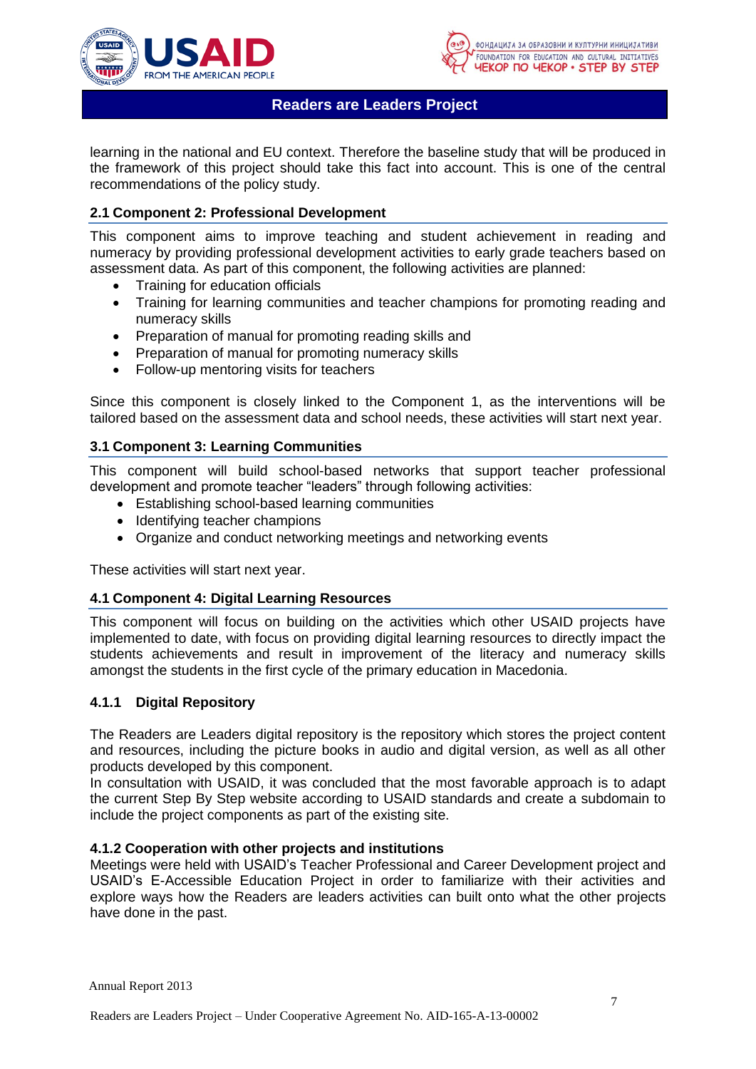learning in the national and EU context. Therefore the baseline study that will be produced in the framework of this project should take this fact into account. This is one of the central recommendations of the policy study.

### 2.1 Component 2: Professional Development

This component aims to improve teaching and student achievement in reading and numeracy by providing professional development activities to early grade teachers based on assessment data. As part of this component, the following activities are planned:

- Training for education officials
- Training for learning communities and teacher champions for promoting reading and numeracy skills
- Preparation of manual for promoting reading skills and
- Preparation of manual for promoting numeracy skills
- Follow-up mentoring visits for teachers

Since this component is closely linked to the Component 1, as the interventions will be tailored based on the assessment data and school needs, these activities will start next year.

### 3.1 Component 3: Learning Communities

This component will build school-based networks that support teacher professional development and promote teacher "leaders" through following activities:

- Establishing school-based learning communities
- Identifying teacher champions
- Organize and conduct networking meetings and networking events

These activities will start next year.

### 4.1 Component 4: Digital Learning Resources

This component will focus on building on the activities which other USAID projects have implemented to date, with focus on providing digital learning resources to directly impact the students achievements and result in improvement of the literacy and numeracy skills amongst the students in the first cycle of the primary education in Macedonia.

#### 4.1.1 Digital Repository

The Readers are Leaders digital repository is the repository which stores the project content and resources, including the picture books in audio and digital version, as well as all other products developed by this component.

In consultation with USAID, it was concluded that the most favorable approach is to adapt the current Step By Step website according to USAID standards and create a subdomain to include the project components as part of the existing site.

#### 4.1.2 Cooperation with other projects and institutions

Meetings were held with USAID's Teacher Professional and Career Development project and USAID's E-Accessible Education Project in order to familiarize with their activities and explore ways how the Readers are leaders activities can built onto what the other projects have done in the past.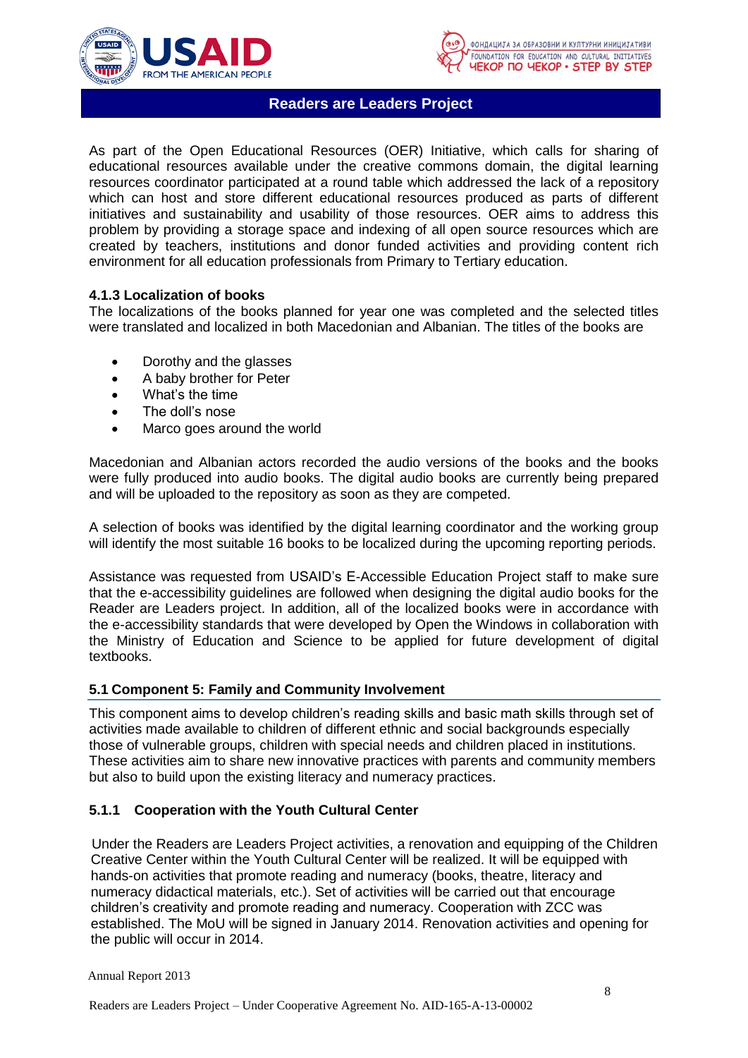As part of the Open Educational Resources (OER) Initiative, which calls for sharing of educational resources available under the creative commons domain, the digital learning resources coordinator participated at a round table which addressed the lack of a repository which can host and store different educational resources produced as parts of different initiatives and sustainability and usability of those resources. OER aims to address this problem by providing a storage space and indexing of all open source resources which are created by teachers, institutions and donor funded activities and providing content rich environment for all education professionals from Primary to Tertiary education.

### 4.1.3 Localization of books

The localizations of the books planned for year one was completed and the selected titles were translated and localized in both Macedonian and Albanian. The titles of the books are

- Dorothy and the glasses
- A baby brother for Peter
- What's the time
- The doll's nose
- Marco goes around the world

Macedonian and Albanian actors recorded the audio versions of the books and the books were fully produced into audio books. The digital audio books are currently being prepared and will be uploaded to the repository as soon as they are competed.

A selection of books was identified by the digital learning coordinator and the working group will identify the most suitable 16 books to be localized during the upcoming reporting periods.

Assistance was requested from USAID's E-Accessible Education Project staff to make sure that the e-accessibility guidelines are followed when designing the digital audio books for the Reader are Leaders project. In addition, all of the localized books were in accordance with the e-accessibility standards that were developed by Open the Windows in collaboration with the Ministry of Education and Science to be applied for future development of digital textbooks.

## 5.1 Component 5: Family and Community Involvement

This component aims to develop children's reading skills and basic math skills through set of activities made available to children of different ethnic and social backgrounds especially those of vulnerable groups, children with special needs and children placed in institutions. These activities aim to share new innovative practices with parents and community members but also to build upon the existing literacy and numeracy practices.

### 5.1.1 Cooperation with the Youth Cultural Center

Under the Readers are Leaders Project activities, a renovation and equipping of the Children Creative Center within the Youth Cultural Center will be realized. It will be equipped with hands-on activities that promote reading and numeracy (books, theatre, literacy and numeracy didactical materials, etc.). Set of activities will be carried out that encourage children's creativity and promote reading and numeracy. Cooperation with ZCC was established. The MoU will be signed in January 2014. Renovation activities and opening for the public will occur in 2014.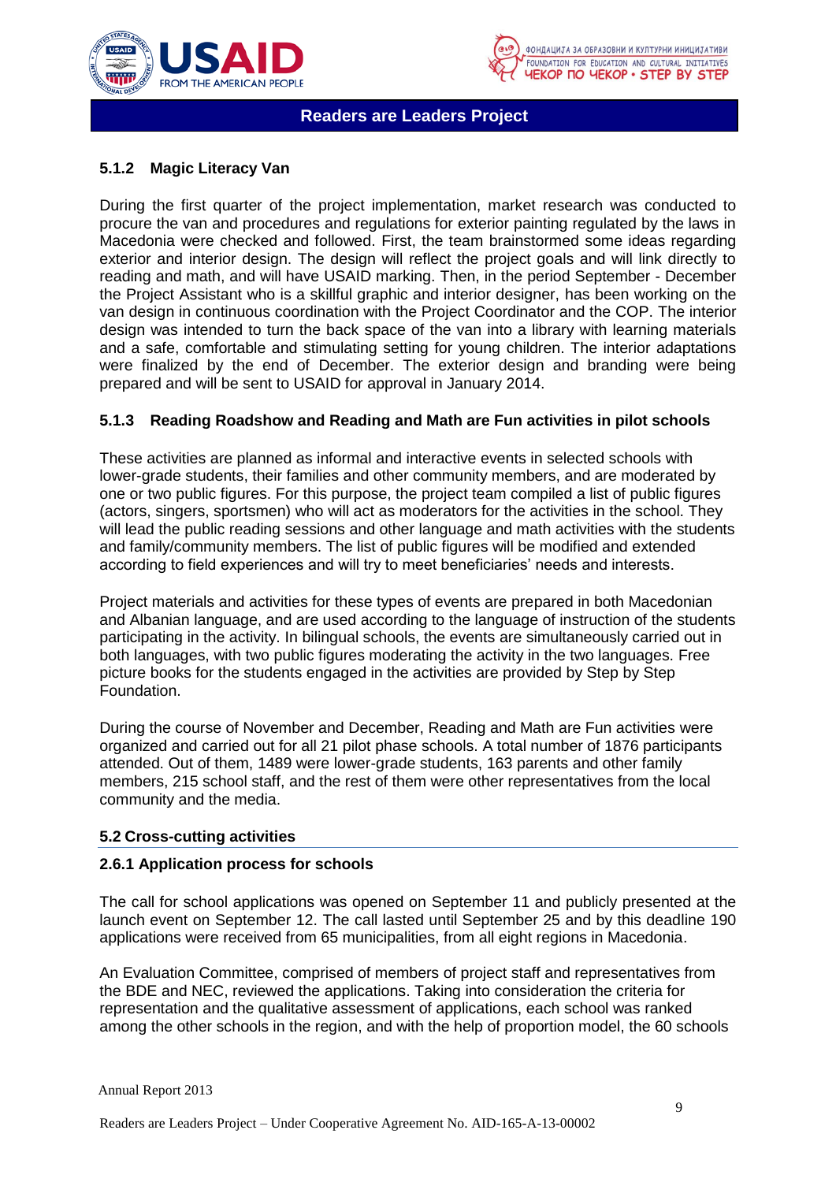### 5.1.2 Magic Literacy Van

During the first quarter of the project implementation, market research was conducted to procure the van and procedures and regulations for exterior painting regulated by the laws in Macedonia were checked and followed. First, the team brainstormed some ideas regarding exterior and interior design. The design will reflect the project goals and will link directly to reading and math, and will have USAID marking. Then, in the period September - December the Project Assistant who is a skillful graphic and interior designer, has been working on the van design in continuous coordination with the Project Coordinator and the COP. The interior design was intended to turn the back space of the van into a library with learning materials and a safe, comfortable and stimulating setting for young children. The interior adaptations were finalized by the end of December. The exterior design and branding were being prepared and will be sent to USAID for approval in January 2014.

### 5.1.3 Reading Roadshow and Reading and Math are Fun activities in pilot schools

These activities are planned as informal and interactive events in selected schools with lower-grade students, their families and other community members, and are moderated by one or two public figures. For this purpose, the project team compiled a list of public figures (actors, singers, sportsmen) who will act as moderators for the activities in the school. They will lead the public reading sessions and other language and math activities with the students and family/community members. The list of public figures will be modified and extended according to field experiences and will try to meet beneficiaries' needs and interests.

Project materials and activities for these types of events are prepared in both Macedonian and Albanian language, and are used according to the language of instruction of the students participating in the activity. In bilingual schools, the events are simultaneously carried out in both languages, with two public figures moderating the activity in the two languages. Free picture books for the students engaged in the activities are provided by Step by Step Foundation.

During the course of November and December, Reading and Math are Fun activities were organized and carried out for all 21 pilot phase schools. A total number of 1876 participants attended. Out of them, 1489 were lower-grade students, 163 parents and other family members, 215 school staff, and the rest of them were other representatives from the local community and the media.

## 5.2 Cross-cutting activities

### 2.6.1 Application process for schools

The call for school applications was opened on September 11 and publicly presented at the launch event on September 12. The call lasted until September 25 and by this deadline 190 applications were received from 65 municipalities, from all eight regions in Macedonia.

An Evaluation Committee, comprised of members of project staff and representatives from the BDE and NEC, reviewed the applications. Taking into consideration the criteria for representation and the qualitative assessment of applications, each school was ranked among the other schools in the region, and with the help of proportion model, the 60 schools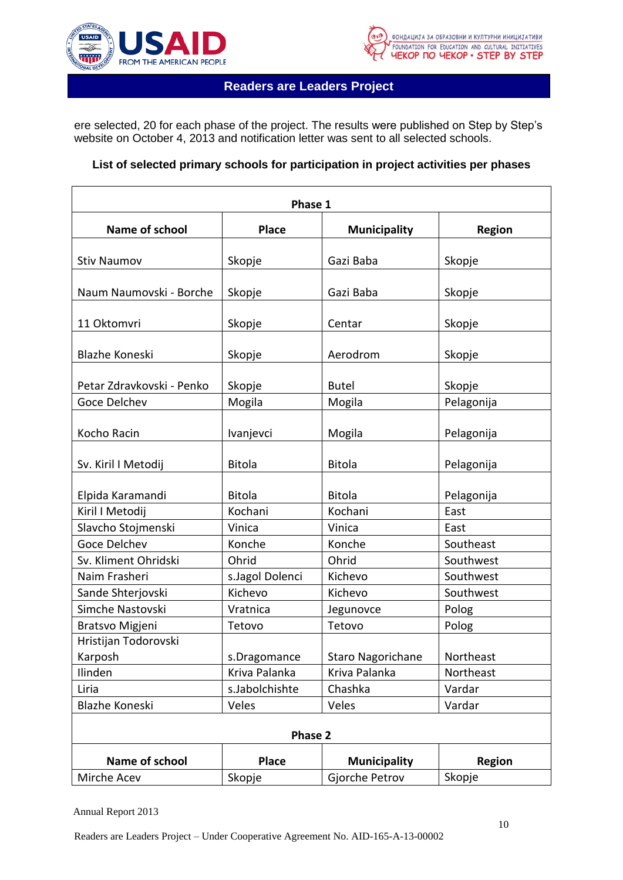ere selected, 20 for each phase of the project. The results were published on Step by Step's website on October 4, 2013 and notification letter was sent to all selected schools.

**List of selected primary schools for participation in project activities per phases**

| Phase 1 | | | |
|---|---|---|---|
| **Name of school** | **Place** | **Municipality** | **Region** |
| Stiv Naumov | Skopje | Gazi Baba | Skopje |
| Naum Naumovski - Borche | Skopje | Gazi Baba | Skopje |
| 11 Oktomvri | Skopje | Centar | Skopje |
| Blazhe Koneski | Skopje | Aerodrom | Skopje |
| Petar Zdravkovski - Penko | Skopje | Butel | Skopje |
| Goce Delchev | Mogila | Mogila | Pelagonija |
| Kocho Racin | Ivanjevci | Mogila | Pelagonija |
| Sv. Kiril I Metodij | Bitola | Bitola | Pelagonija |
| Elpida Karamandi | Bitola | Bitola | Pelagonija |
| Kiril I Metodij | Kochani | Kochani | East |
| Slavcho Stojmenski | Vinica | Vinica | East |
| Goce Delchev | Konche | Konche | Southeast |
| Sv. Kliment Ohridski | Ohrid | Ohrid | Southwest |
| Naim Frasheri | s.Jagol Dolenci | Kichevo | Southwest |
| Sande Shterjovski | Kichevo | Kichevo | Southwest |
| Simche Nastovski | Vratnica | Jegunovce | Polog |
| Bratsvo Migjeni | Tetovo | Tetovo | Polog |
| Hristijan Todorovski Karposh | s.Dragomance | Staro Nagorichane | Northeast |
| Ilinden | Kriva Palanka | Kriva Palanka | Northeast |
| Liria | s.Jabolchishte | Chashka | Vardar |
| Blazhe Koneski | Veles | Veles | Vardar |
| **Phase 2** | | | |
| **Name of school** | **Place** | **Municipality** | **Region** |
| Mirche Acev | Skopje | Gjorche Petrov | Skopje |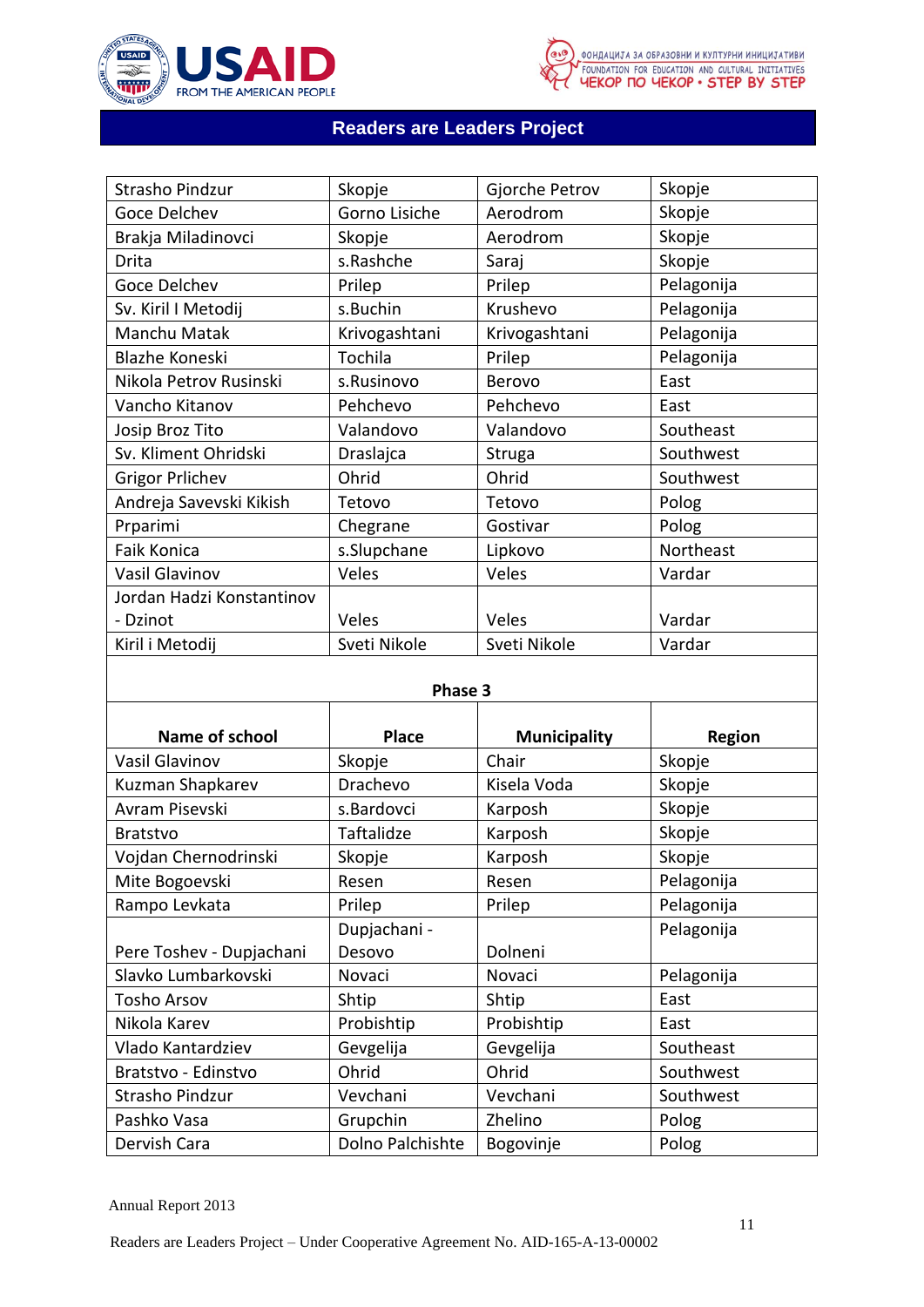| | | | |
|---|---|---|---|
| Strasho Pindzur | Skopje | Gjorche Petrov | Skopje |
| Goce Delchev | Gorno Lisiche | Aerodrom | Skopje |
| Brakja Miladinovci | Skopje | Aerodrom | Skopje |
| Drita | s.Rashche | Saraj | Skopje |
| Goce Delchev | Prilep | Prilep | Pelagonija |
| Sv. Kiril I Metodij | s.Buchin | Krushevo | Pelagonija |
| Manchu Matak | Krivogashtani | Krivogashtani | Pelagonija |
| Blazhe Koneski | Tochila | Prilep | Pelagonija |
| Nikola Petrov Rusinski | s.Rusinovo | Berovo | East |
| Vancho Kitanov | Pehchevo | Pehchevo | East |
| Josip Broz Tito | Valandovo | Valandovo | Southeast |
| Sv. Kliment Ohridski | Draslajca | Struga | Southwest |
| Grigor Prlichev | Ohrid | Ohrid | Southwest |
| Andreja Savevski Kikish | Tetovo | Tetovo | Polog |
| Prparimi | Chegrane | Gostivar | Polog |
| Faik Konica | s.Slupchane | Lipkovo | Northeast |
| Vasil Glavinov | Veles | Veles | Vardar |
| Jordan Hadzi Konstantinov - Dzinot | Veles | Veles | Vardar |
| Kiril i Metodij | Sveti Nikole | Sveti Nikole | Vardar |

**Phase 3**

| Name of school | Place | Municipality | Region |
|---|---|---|---|
| Vasil Glavinov | Skopje | Chair | Skopje |
| Kuzman Shapkarev | Drachevo | Kisela Voda | Skopje |
| Avram Pisevski | s.Bardovci | Karposh | Skopje |
| Bratstvo | Taftalidze | Karposh | Skopje |
| Vojdan Chernodrinski | Skopje | Karposh | Skopje |
| Mite Bogoevski | Resen | Resen | Pelagonija |
| Rampo Levkata | Prilep | Prilep | Pelagonija |
| Pere Toshev - Dupjachani | Dupjachani - Desovo | Dolneni | Pelagonija |
| Slavko Lumbarkovski | Novaci | Novaci | Pelagonija |
| Tosho Arsov | Shtip | Shtip | East |
| Nikola Karev | Probishtip | Probishtip | East |
| Vlado Kantardziev | Gevgelija | Gevgelija | Southeast |
| Bratstvo - Edinstvo | Ohrid | Ohrid | Southwest |
| Strasho Pindzur | Vevchani | Vevchani | Southwest |
| Pashko Vasa | Grupchin | Zhelino | Polog |
| Dervish Cara | Dolno Palchishte | Bogovinje | Polog |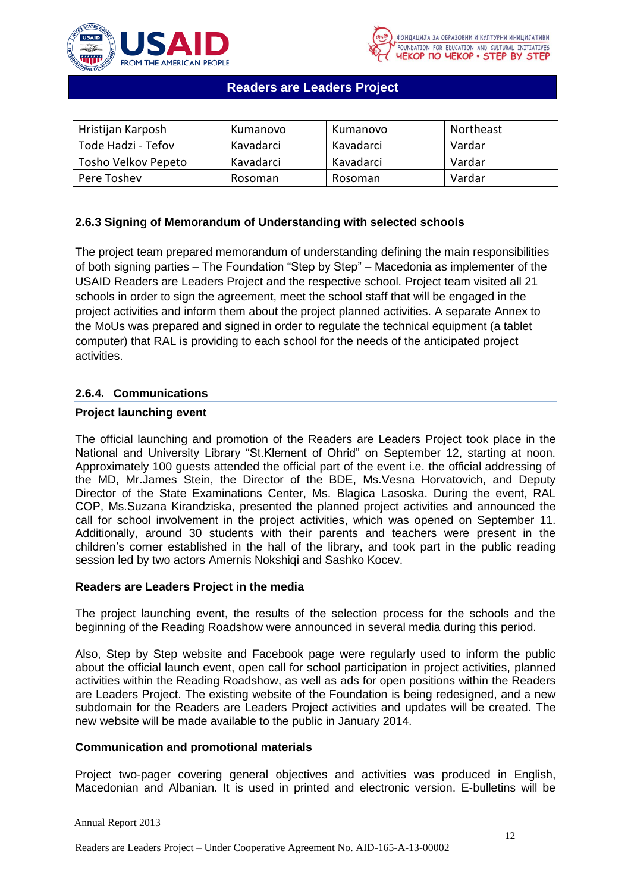| Hristijan Karposh | Kumanovo | Kumanovo | Northeast |
|---|---|---|---|
| Tode Hadzi - Tefov | Kavadarci | Kavadarci | Vardar |
| Tosho Velkov Pepeto | Kavadarci | Kavadarci | Vardar |
| Pere Toshev | Rosoman | Rosoman | Vardar |

### 2.6.3 Signing of Memorandum of Understanding with selected schools

The project team prepared memorandum of understanding defining the main responsibilities of both signing parties – The Foundation "Step by Step" – Macedonia as implementer of the USAID Readers are Leaders Project and the respective school. Project team visited all 21 schools in order to sign the agreement, meet the school staff that will be engaged in the project activities and inform them about the project planned activities. A separate Annex to the MoUs was prepared and signed in order to regulate the technical equipment (a tablet computer) that RAL is providing to each school for the needs of the anticipated project activities.

### 2.6.4. Communications

**Project launching event**

The official launching and promotion of the Readers are Leaders Project took place in the National and University Library "St.Klement of Ohrid" on September 12, starting at noon. Approximately 100 guests attended the official part of the event i.e. the official addressing of the MD, Mr.James Stein, the Director of the BDE, Ms.Vesna Horvatovich, and Deputy Director of the State Examinations Center, Ms. Blagica Lasoska. During the event, RAL COP, Ms.Suzana Kirandziska, presented the planned project activities and announced the call for school involvement in the project activities, which was opened on September 11. Additionally, around 30 students with their parents and teachers were present in the children's corner established in the hall of the library, and took part in the public reading session led by two actors Amernis Nokshiqi and Sashko Kocev.

**Readers are Leaders Project in the media**

The project launching event, the results of the selection process for the schools and the beginning of the Reading Roadshow were announced in several media during this period.

Also, Step by Step website and Facebook page were regularly used to inform the public about the official launch event, open call for school participation in project activities, planned activities within the Reading Roadshow, as well as ads for open positions within the Readers are Leaders Project. The existing website of the Foundation is being redesigned, and a new subdomain for the Readers are Leaders Project activities and updates will be created. The new website will be made available to the public in January 2014.

**Communication and promotional materials**

Project two-pager covering general objectives and activities was produced in English, Macedonian and Albanian. It is used in printed and electronic version. E-bulletins will be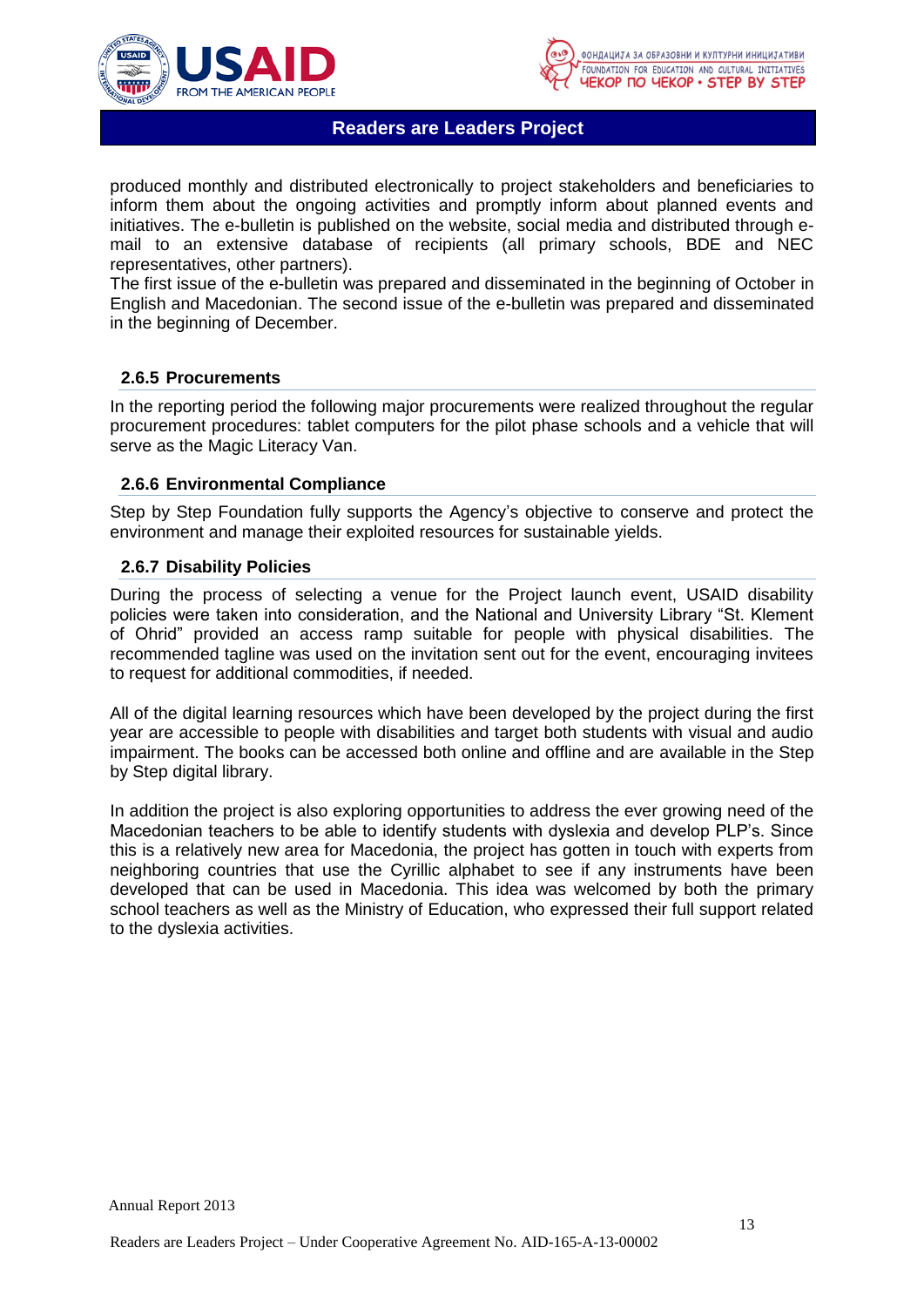produced monthly and distributed electronically to project stakeholders and beneficiaries to inform them about the ongoing activities and promptly inform about planned events and initiatives. The e-bulletin is published on the website, social media and distributed through e-mail to an extensive database of recipients (all primary schools, BDE and NEC representatives, other partners).

The first issue of the e-bulletin was prepared and disseminated in the beginning of October in English and Macedonian. The second issue of the e-bulletin was prepared and disseminated in the beginning of December.

### 2.6.5 Procurements

In the reporting period the following major procurements were realized throughout the regular procurement procedures: tablet computers for the pilot phase schools and a vehicle that will serve as the Magic Literacy Van.

### 2.6.6 Environmental Compliance

Step by Step Foundation fully supports the Agency's objective to conserve and protect the environment and manage their exploited resources for sustainable yields.

### 2.6.7 Disability Policies

During the process of selecting a venue for the Project launch event, USAID disability policies were taken into consideration, and the National and University Library "St. Klement of Ohrid" provided an access ramp suitable for people with physical disabilities. The recommended tagline was used on the invitation sent out for the event, encouraging invitees to request for additional commodities, if needed.

All of the digital learning resources which have been developed by the project during the first year are accessible to people with disabilities and target both students with visual and audio impairment. The books can be accessed both online and offline and are available in the Step by Step digital library.

In addition the project is also exploring opportunities to address the ever growing need of the Macedonian teachers to be able to identify students with dyslexia and develop PLP's. Since this is a relatively new area for Macedonia, the project has gotten in touch with experts from neighboring countries that use the Cyrillic alphabet to see if any instruments have been developed that can be used in Macedonia. This idea was welcomed by both the primary school teachers as well as the Ministry of Education, who expressed their full support related to the dyslexia activities.